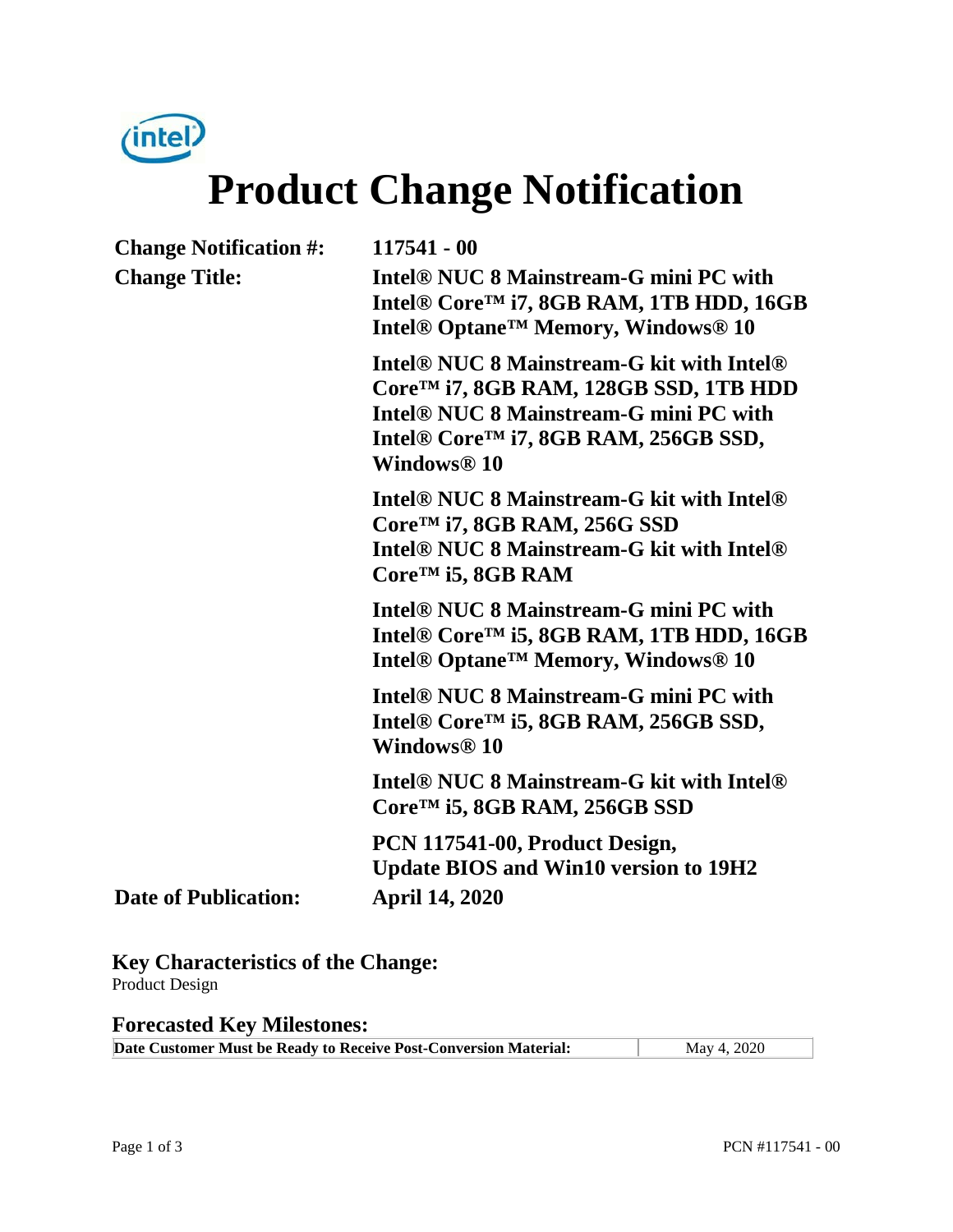# Product Change Notification

**Change Notification #:** 117541 - 00

**Change Title:**

**Intel® NUC 8 Mainstream-G mini PC with Intel® Core™ i7, 8GB RAM, 1TB HDD, 16GB Intel® Optane™ Memory, Windows® 10**

**Intel® NUC 8 Mainstream-G kit with Intel® Core™ i7, 8GB RAM, 128GB SSD, 1TB HDD**
**Intel® NUC 8 Mainstream-G mini PC with Intel® Core™ i7, 8GB RAM, 256GB SSD, Windows® 10**

**Intel® NUC 8 Mainstream-G kit with Intel® Core™ i7, 8GB RAM, 256G SSD**
**Intel® NUC 8 Mainstream-G kit with Intel® Core™ i5, 8GB RAM**

**Intel® NUC 8 Mainstream-G mini PC with Intel® Core™ i5, 8GB RAM, 1TB HDD, 16GB Intel® Optane™ Memory, Windows® 10**

**Intel® NUC 8 Mainstream-G mini PC with Intel® Core™ i5, 8GB RAM, 256GB SSD, Windows® 10**

**Intel® NUC 8 Mainstream-G kit with Intel® Core™ i5, 8GB RAM, 256GB SSD**

**PCN 117541-00, Product Design, Update BIOS and Win10 version to 19H2**

**Date of Publication:** April 14, 2020

## Key Characteristics of the Change:

Product Design

## Forecasted Key Milestones:

| Date Customer Must be Ready to Receive Post-Conversion Material: | May 4, 2020 |
| --- | --- |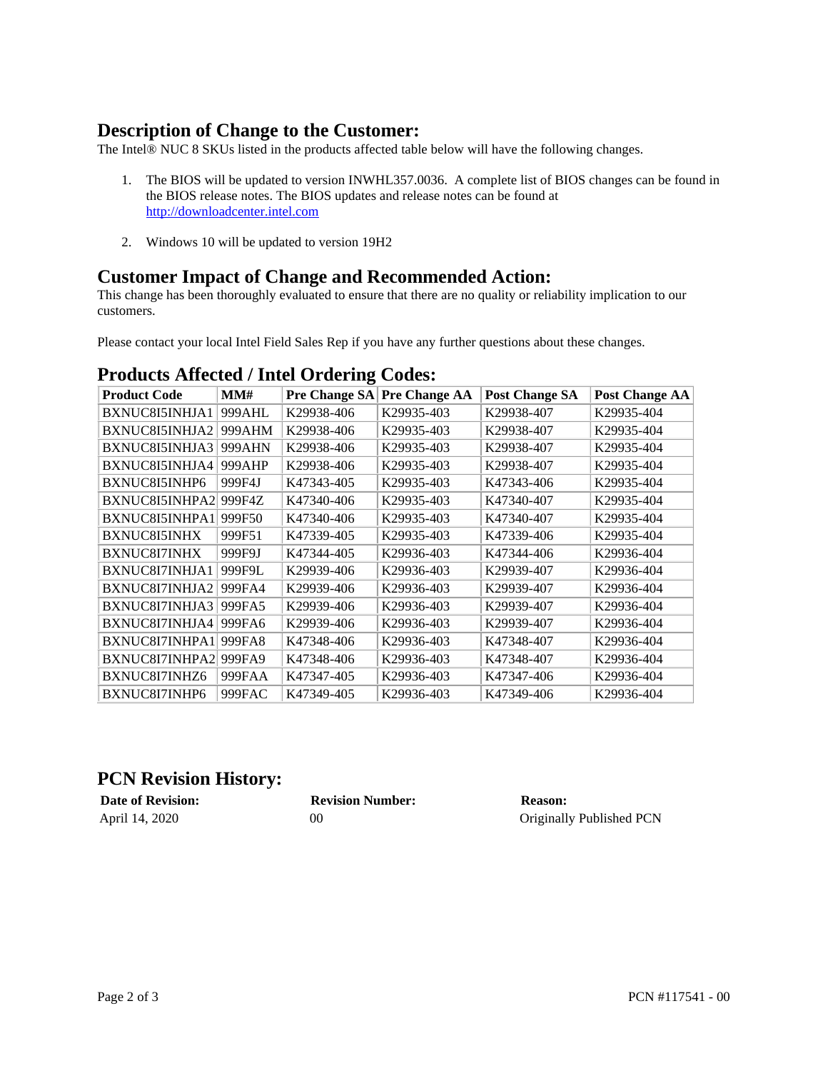## Description of Change to the Customer:

The Intel® NUC 8 SKUs listed in the products affected table below will have the following changes.

1. The BIOS will be updated to version INWHL357.0036. A complete list of BIOS changes can be found in the BIOS release notes. The BIOS updates and release notes can be found at http://downloadcenter.intel.com

2. Windows 10 will be updated to version 19H2

## Customer Impact of Change and Recommended Action:

This change has been thoroughly evaluated to ensure that there are no quality or reliability implication to our customers.

Please contact your local Intel Field Sales Rep if you have any further questions about these changes.

## Products Affected / Intel Ordering Codes:

| Product Code | MM# | Pre Change SA | Pre Change AA | Post Change SA | Post Change AA |
|---|---|---|---|---|---|
| BXNUC8I5INHJA1 | 999AHL | K29938-406 | K29935-403 | K29938-407 | K29935-404 |
| BXNUC8I5INHJA2 | 999AHM | K29938-406 | K29935-403 | K29938-407 | K29935-404 |
| BXNUC8I5INHJA3 | 999AHN | K29938-406 | K29935-403 | K29938-407 | K29935-404 |
| BXNUC8I5INHJA4 | 999AHP | K29938-406 | K29935-403 | K29938-407 | K29935-404 |
| BXNUC8I5INHP6 | 999F4J | K47343-405 | K29935-403 | K47343-406 | K29935-404 |
| BXNUC8I5INHPA2 | 999F4Z | K47340-406 | K29935-403 | K47340-407 | K29935-404 |
| BXNUC8I5INHPA1 | 999F50 | K47340-406 | K29935-403 | K47340-407 | K29935-404 |
| BXNUC8I5INHX | 999F51 | K47339-405 | K29935-403 | K47339-406 | K29935-404 |
| BXNUC8I7INHX | 999F9J | K47344-405 | K29936-403 | K47344-406 | K29936-404 |
| BXNUC8I7INHJA1 | 999F9L | K29939-406 | K29936-403 | K29939-407 | K29936-404 |
| BXNUC8I7INHJA2 | 999FA4 | K29939-406 | K29936-403 | K29939-407 | K29936-404 |
| BXNUC8I7INHJA3 | 999FA5 | K29939-406 | K29936-403 | K29939-407 | K29936-404 |
| BXNUC8I7INHJA4 | 999FA6 | K29939-406 | K29936-403 | K29939-407 | K29936-404 |
| BXNUC8I7INHPA1 | 999FA8 | K47348-406 | K29936-403 | K47348-407 | K29936-404 |
| BXNUC8I7INHPA2 | 999FA9 | K47348-406 | K29936-403 | K47348-407 | K29936-404 |
| BXNUC8I7INHZ6 | 999FAA | K47347-405 | K29936-403 | K47347-406 | K29936-404 |
| BXNUC8I7INHP6 | 999FAC | K47349-405 | K29936-403 | K47349-406 | K29936-404 |

## PCN Revision History:

| Date of Revision: | Revision Number: | Reason: |
|---|---|---|
| April 14, 2020 | 00 | Originally Published PCN |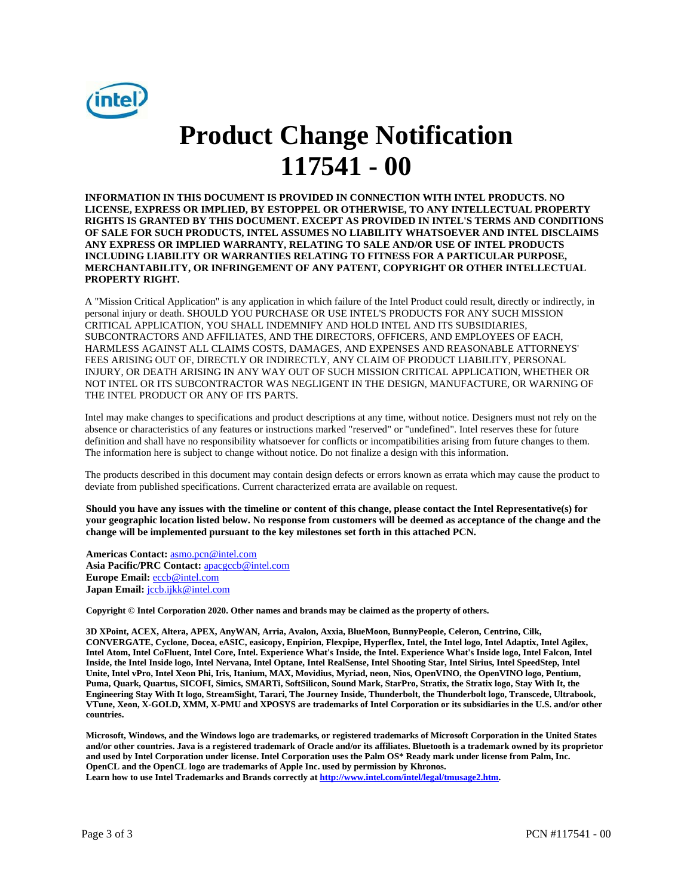# Product Change Notification 117541 - 00

**INFORMATION IN THIS DOCUMENT IS PROVIDED IN CONNECTION WITH INTEL PRODUCTS. NO LICENSE, EXPRESS OR IMPLIED, BY ESTOPPEL OR OTHERWISE, TO ANY INTELLECTUAL PROPERTY RIGHTS IS GRANTED BY THIS DOCUMENT. EXCEPT AS PROVIDED IN INTEL'S TERMS AND CONDITIONS OF SALE FOR SUCH PRODUCTS, INTEL ASSUMES NO LIABILITY WHATSOEVER AND INTEL DISCLAIMS ANY EXPRESS OR IMPLIED WARRANTY, RELATING TO SALE AND/OR USE OF INTEL PRODUCTS INCLUDING LIABILITY OR WARRANTIES RELATING TO FITNESS FOR A PARTICULAR PURPOSE, MERCHANTABILITY, OR INFRINGEMENT OF ANY PATENT, COPYRIGHT OR OTHER INTELLECTUAL PROPERTY RIGHT.**

A "Mission Critical Application" is any application in which failure of the Intel Product could result, directly or indirectly, in personal injury or death. SHOULD YOU PURCHASE OR USE INTEL'S PRODUCTS FOR ANY SUCH MISSION CRITICAL APPLICATION, YOU SHALL INDEMNIFY AND HOLD INTEL AND ITS SUBSIDIARIES, SUBCONTRACTORS AND AFFILIATES, AND THE DIRECTORS, OFFICERS, AND EMPLOYEES OF EACH, HARMLESS AGAINST ALL CLAIMS COSTS, DAMAGES, AND EXPENSES AND REASONABLE ATTORNEYS' FEES ARISING OUT OF, DIRECTLY OR INDIRECTLY, ANY CLAIM OF PRODUCT LIABILITY, PERSONAL INJURY, OR DEATH ARISING IN ANY WAY OUT OF SUCH MISSION CRITICAL APPLICATION, WHETHER OR NOT INTEL OR ITS SUBCONTRACTOR WAS NEGLIGENT IN THE DESIGN, MANUFACTURE, OR WARNING OF THE INTEL PRODUCT OR ANY OF ITS PARTS.

Intel may make changes to specifications and product descriptions at any time, without notice. Designers must not rely on the absence or characteristics of any features or instructions marked "reserved" or "undefined". Intel reserves these for future definition and shall have no responsibility whatsoever for conflicts or incompatibilities arising from future changes to them. The information here is subject to change without notice. Do not finalize a design with this information.

The products described in this document may contain design defects or errors known as errata which may cause the product to deviate from published specifications. Current characterized errata are available on request.

**Should you have any issues with the timeline or content of this change, please contact the Intel Representative(s) for your geographic location listed below. No response from customers will be deemed as acceptance of the change and the change will be implemented pursuant to the key milestones set forth in this attached PCN.**

**Americas Contact:** asmo.pcn@intel.com
**Asia Pacific/PRC Contact:** apacgccb@intel.com
**Europe Email:** eccb@intel.com
**Japan Email:** jccb.ijkk@intel.com

**Copyright © Intel Corporation 2020. Other names and brands may be claimed as the property of others.**

**3D XPoint, ACEX, Altera, APEX, AnyWAN, Arria, Avalon, Axxia, BlueMoon, BunnyPeople, Celeron, Centrino, Cilk, CONVERGATE, Cyclone, Docea, eASIC, easicopy, Enpirion, Flexpipe, Hyperflex, Intel, the Intel logo, Intel Adaptix, Intel Agilex, Intel Atom, Intel CoFluent, Intel Core, Intel. Experience What's Inside, the Intel. Experience What's Inside logo, Intel Falcon, Intel Inside, the Intel Inside logo, Intel Nervana, Intel Optane, Intel RealSense, Intel Shooting Star, Intel Sirius, Intel SpeedStep, Intel Unite, Intel vPro, Intel Xeon Phi, Iris, Itanium, MAX, Movidius, Myriad, neon, Nios, OpenVINO, the OpenVINO logo, Pentium, Puma, Quark, Quartus, SICOFI, Simics, SMARTi, SoftSilicon, Sound Mark, StarPro, Stratix, the Stratix logo, Stay With It, the Engineering Stay With It logo, StreamSight, Tarari, The Journey Inside, Thunderbolt, the Thunderbolt logo, Transcede, Ultrabook, VTune, Xeon, X-GOLD, XMM, X-PMU and XPOSYS are trademarks of Intel Corporation or its subsidiaries in the U.S. and/or other countries.**

**Microsoft, Windows, and the Windows logo are trademarks, or registered trademarks of Microsoft Corporation in the United States and/or other countries. Java is a registered trademark of Oracle and/or its affiliates. Bluetooth is a trademark owned by its proprietor and used by Intel Corporation under license. Intel Corporation uses the Palm OS* Ready mark under license from Palm, Inc. OpenCL and the OpenCL logo are trademarks of Apple Inc. used by permission by Khronos.**
**Learn how to use Intel Trademarks and Brands correctly at http://www.intel.com/intel/legal/tmusage2.htm.**